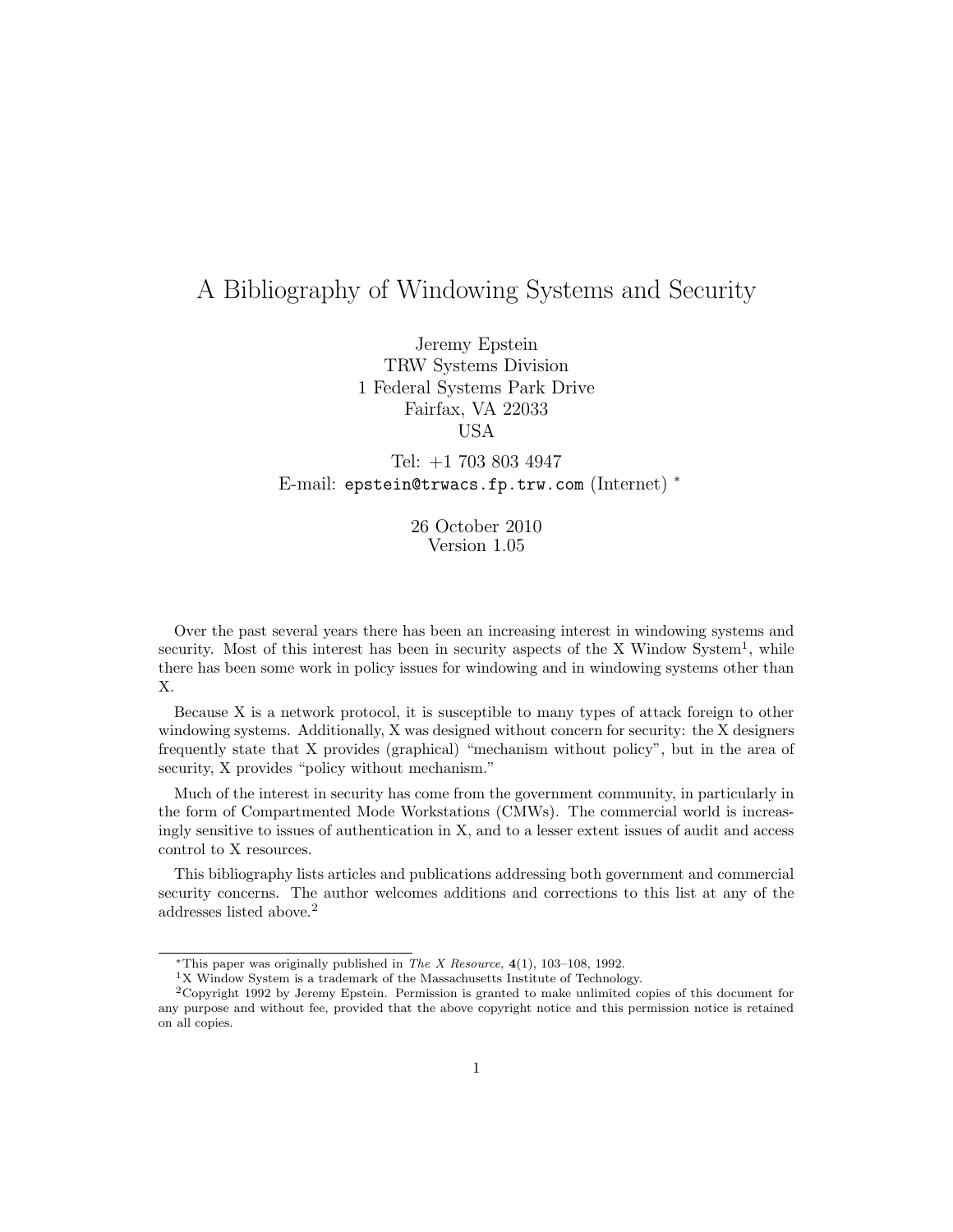// A Bibliography of Windowing Systems and Security

Jeremy Epstein
TRW Systems Division
1 Federal Systems Park Drive
Fairfax, VA 22033
USA

Tel: +1 703 803 4947
E-mail: epstein@trwacs.fp.trw.com (Internet) [*]

26 October 2010
Version 1.05

Over the past several years there has been an increasing interest in windowing systems and security. Most of this interest has been in security aspects of the X Window System[1], while there has been some work in policy issues for windowing and in windowing systems other than X.

Because X is a network protocol, it is susceptible to many types of attack foreign to other windowing systems. Additionally, X was designed without concern for security: the X designers frequently state that X provides (graphical) "mechanism without policy", but in the area of security, X provides "policy without mechanism."

Much of the interest in security has come from the government community, in particularly in the form of Compartmented Mode Workstations (CMWs). The commercial world is increasingly sensitive to issues of authentication in X, and to a lesser extent issues of audit and access control to X resources.

This bibliography lists articles and publications addressing both government and commercial security concerns. The author welcomes additions and corrections to this list at any of the addresses listed above.[2]

---

[*] This paper was originally published in *The X Resource*, **4**(1), 103–108, 1992.

[1] X Window System is a trademark of the Massachusetts Institute of Technology.

[2] Copyright 1992 by Jeremy Epstein. Permission is granted to make unlimited copies of this document for any purpose and without fee, provided that the above copyright notice and this permission notice is retained on all copies.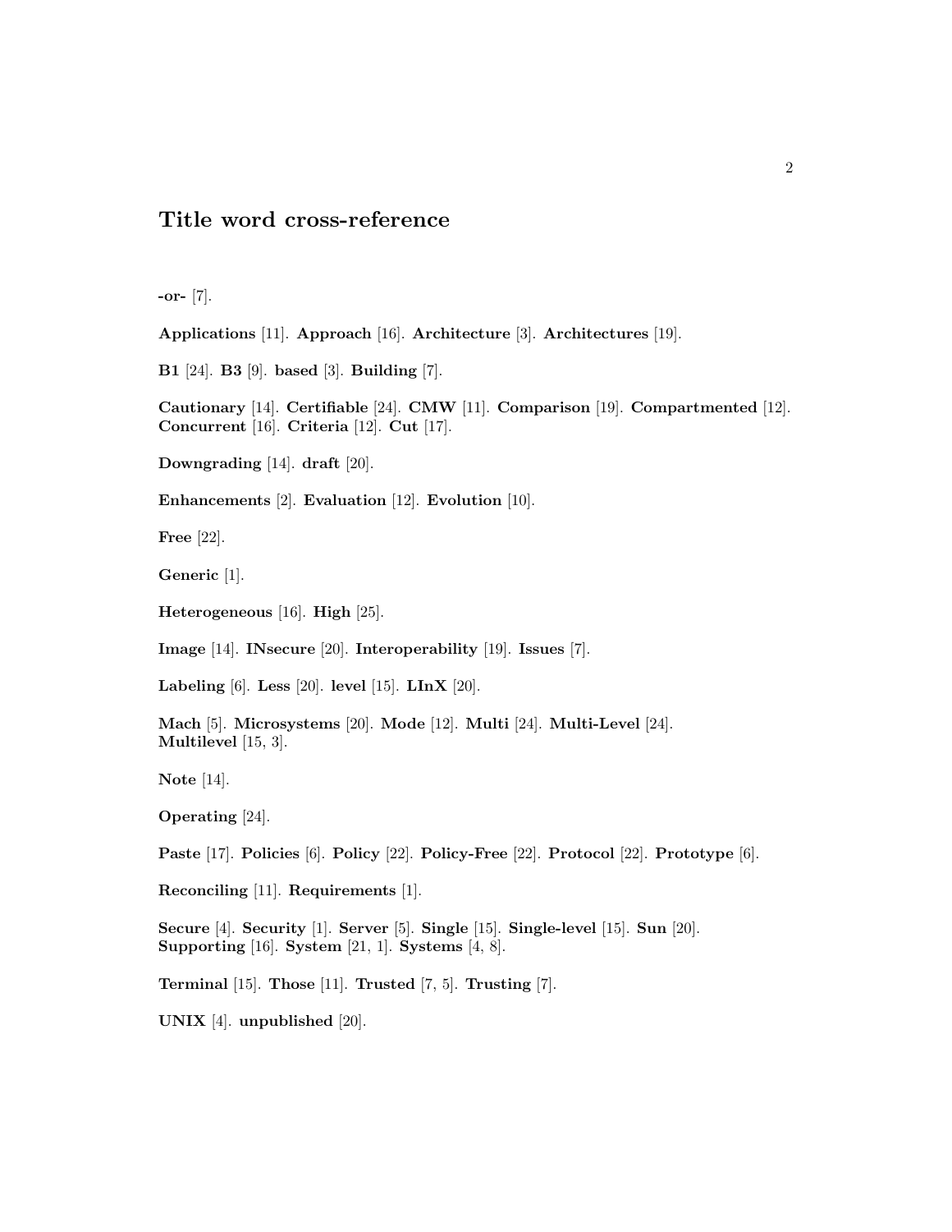## Title word cross-reference

**-or-** [7].

**Applications** [11]. **Approach** [16]. **Architecture** [3]. **Architectures** [19].

**B1** [24]. **B3** [9]. **based** [3]. **Building** [7].

**Cautionary** [14]. **Certifiable** [24]. **CMW** [11]. **Comparison** [19]. **Compartmented** [12]. **Concurrent** [16]. **Criteria** [12]. **Cut** [17].

**Downgrading** [14]. **draft** [20].

**Enhancements** [2]. **Evaluation** [12]. **Evolution** [10].

**Free** [22].

**Generic** [1].

**Heterogeneous** [16]. **High** [25].

**Image** [14]. **INsecure** [20]. **Interoperability** [19]. **Issues** [7].

**Labeling** [6]. **Less** [20]. **level** [15]. **LInX** [20].

**Mach** [5]. **Microsystems** [20]. **Mode** [12]. **Multi** [24]. **Multi-Level** [24]. **Multilevel** [15, 3].

**Note** [14].

**Operating** [24].

**Paste** [17]. **Policies** [6]. **Policy** [22]. **Policy-Free** [22]. **Protocol** [22]. **Prototype** [6].

**Reconciling** [11]. **Requirements** [1].

**Secure** [4]. **Security** [1]. **Server** [5]. **Single** [15]. **Single-level** [15]. **Sun** [20]. **Supporting** [16]. **System** [21, 1]. **Systems** [4, 8].

**Terminal** [15]. **Those** [11]. **Trusted** [7, 5]. **Trusting** [7].

**UNIX** [4]. **unpublished** [20].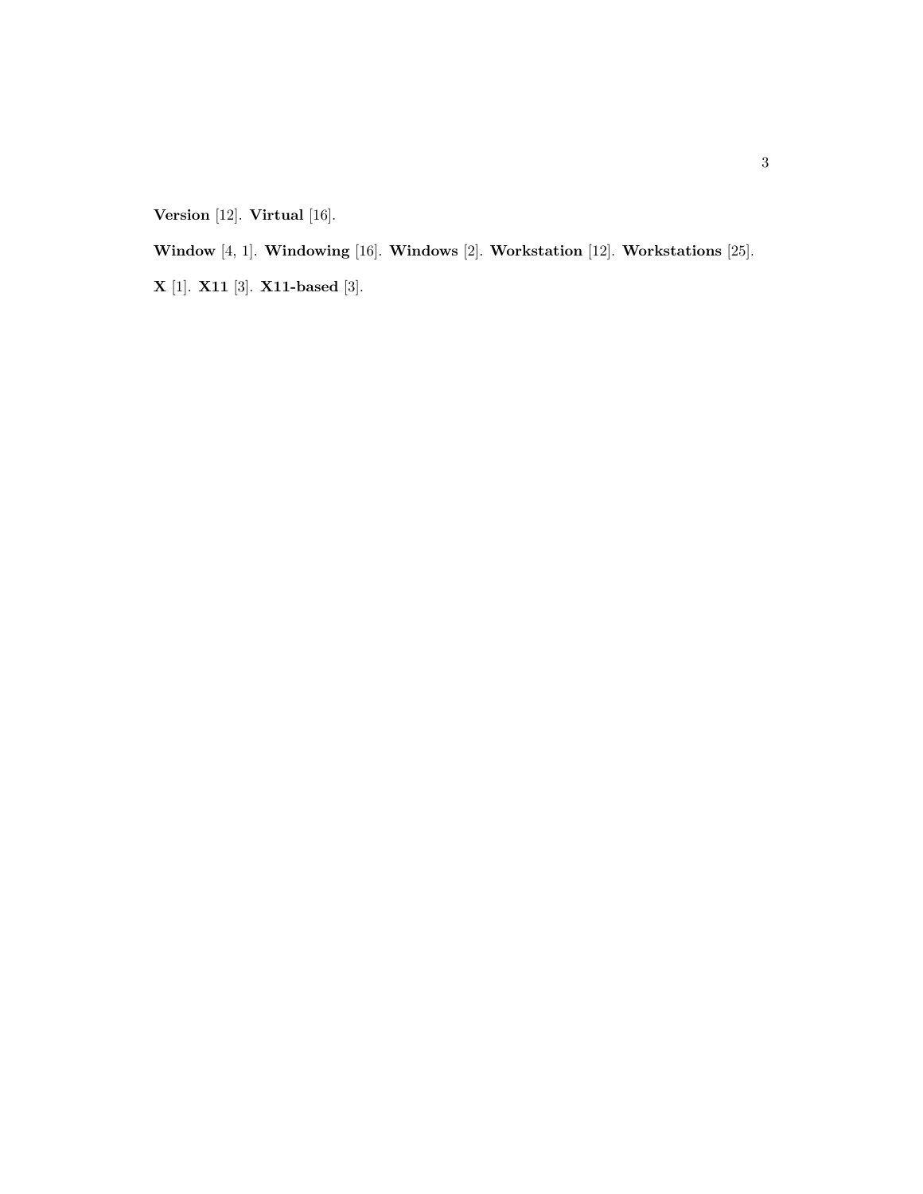**Version** [12]. **Virtual** [16].

**Window** [4, 1]. **Windowing** [16]. **Windows** [2]. **Workstation** [12]. **Workstations** [25].

**X** [1]. **X11** [3]. **X11-based** [3].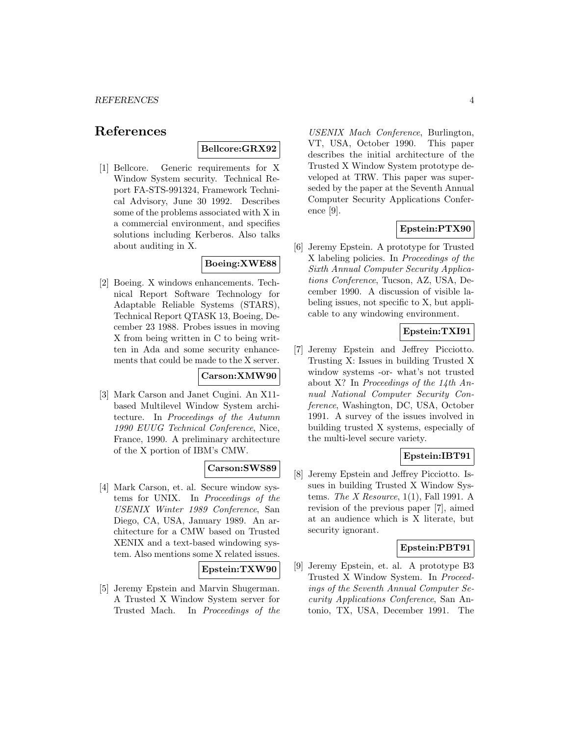# References

**Bellcore:GRX92**

[1] Bellcore. Generic requirements for X Window System security. Technical Report FA-STS-991324, Framework Technical Advisory, June 30 1992. Describes some of the problems associated with X in a commercial environment, and specifies solutions including Kerberos. Also talks about auditing in X.

**Boeing:XWE88**

[2] Boeing. X windows enhancements. Technical Report Software Technology for Adaptable Reliable Systems (STARS), Technical Report QTASK 13, Boeing, December 23 1988. Probes issues in moving X from being written in C to being written in Ada and some security enhancements that could be made to the X server.

**Carson:XMW90**

[3] Mark Carson and Janet Cugini. An X11-based Multilevel Window System architecture. In *Proceedings of the Autumn 1990 EUUG Technical Conference*, Nice, France, 1990. A preliminary architecture of the X portion of IBM's CMW.

**Carson:SWS89**

[4] Mark Carson, et. al. Secure window systems for UNIX. In *Proceedings of the USENIX Winter 1989 Conference*, San Diego, CA, USA, January 1989. An architecture for a CMW based on Trusted XENIX and a text-based windowing system. Also mentions some X related issues.

**Epstein:TXW90**

[5] Jeremy Epstein and Marvin Shugerman. A Trusted X Window System server for Trusted Mach. In *Proceedings of the USENIX Mach Conference*, Burlington, VT, USA, October 1990. This paper describes the initial architecture of the Trusted X Window System prototype developed at TRW. This paper was superseded by the paper at the Seventh Annual Computer Security Applications Conference [9].

**Epstein:PTX90**

[6] Jeremy Epstein. A prototype for Trusted X labeling policies. In *Proceedings of the Sixth Annual Computer Security Applications Conference*, Tucson, AZ, USA, December 1990. A discussion of visible labeling issues, not specific to X, but applicable to any windowing environment.

**Epstein:TXI91**

[7] Jeremy Epstein and Jeffrey Picciotto. Trusting X: Issues in building Trusted X window systems -or- what's not trusted about X? In *Proceedings of the 14th Annual National Computer Security Conference*, Washington, DC, USA, October 1991. A survey of the issues involved in building trusted X systems, especially of the multi-level secure variety.

**Epstein:IBT91**

[8] Jeremy Epstein and Jeffrey Picciotto. Issues in building Trusted X Window Systems. *The X Resource*, 1(1), Fall 1991. A revision of the previous paper [7], aimed at an audience which is X literate, but security ignorant.

**Epstein:PBT91**

[9] Jeremy Epstein, et. al. A prototype B3 Trusted X Window System. In *Proceedings of the Seventh Annual Computer Security Applications Conference*, San Antonio, TX, USA, December 1991. The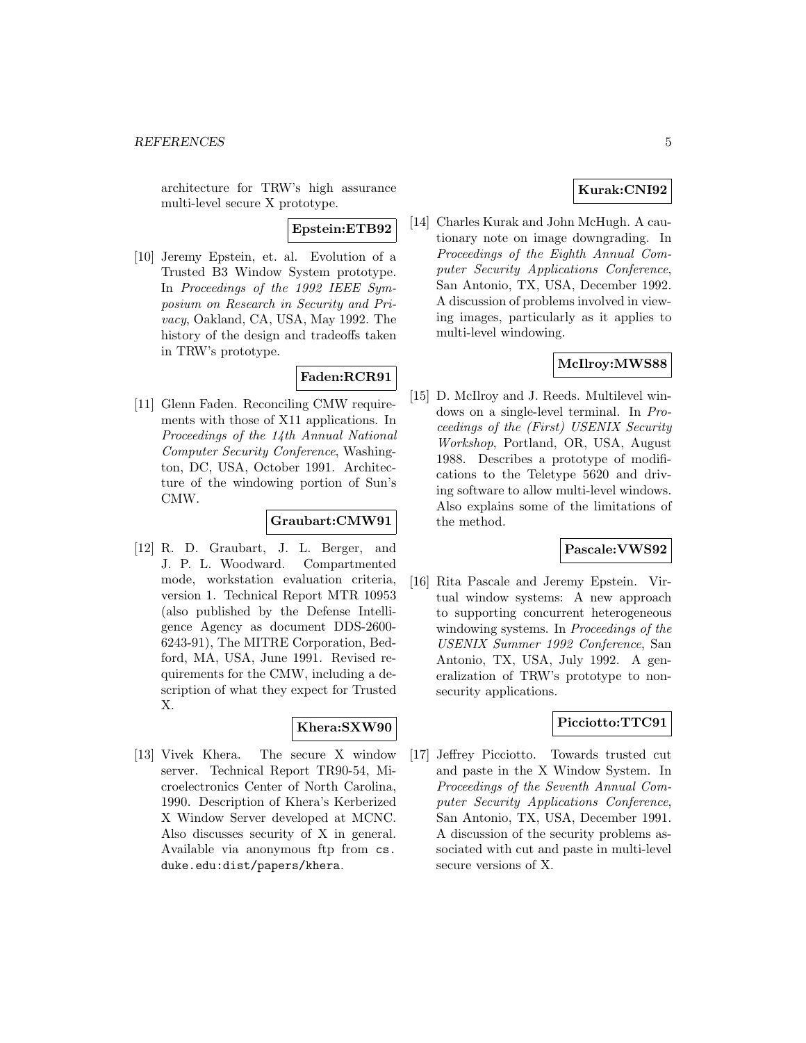architecture for TRW's high assurance multi-level secure X prototype.

**Epstein:ETB92**

[10] Jeremy Epstein, et. al. Evolution of a Trusted B3 Window System prototype. In *Proceedings of the 1992 IEEE Symposium on Research in Security and Privacy*, Oakland, CA, USA, May 1992. The history of the design and tradeoffs taken in TRW's prototype.

**Faden:RCR91**

[11] Glenn Faden. Reconciling CMW requirements with those of X11 applications. In *Proceedings of the 14th Annual National Computer Security Conference*, Washington, DC, USA, October 1991. Architecture of the windowing portion of Sun's CMW.

**Graubart:CMW91**

[12] R. D. Graubart, J. L. Berger, and J. P. L. Woodward. Compartmented mode, workstation evaluation criteria, version 1. Technical Report MTR 10953 (also published by the Defense Intelligence Agency as document DDS-2600-6243-91), The MITRE Corporation, Bedford, MA, USA, June 1991. Revised requirements for the CMW, including a description of what they expect for Trusted X.

**Khera:SXW90**

[13] Vivek Khera. The secure X window server. Technical Report TR90-54, Microelectronics Center of North Carolina, 1990. Description of Khera's Kerberized X Window Server developed at MCNC. Also discusses security of X in general. Available via anonymous ftp from `cs.duke.edu:dist/papers/khera`.

**Kurak:CNI92**

[14] Charles Kurak and John McHugh. A cautionary note on image downgrading. In *Proceedings of the Eighth Annual Computer Security Applications Conference*, San Antonio, TX, USA, December 1992. A discussion of problems involved in viewing images, particularly as it applies to multi-level windowing.

**McIlroy:MWS88**

[15] D. McIlroy and J. Reeds. Multilevel windows on a single-level terminal. In *Proceedings of the (First) USENIX Security Workshop*, Portland, OR, USA, August 1988. Describes a prototype of modifications to the Teletype 5620 and driving software to allow multi-level windows. Also explains some of the limitations of the method.

**Pascale:VWS92**

[16] Rita Pascale and Jeremy Epstein. Virtual window systems: A new approach to supporting concurrent heterogeneous windowing systems. In *Proceedings of the USENIX Summer 1992 Conference*, San Antonio, TX, USA, July 1992. A generalization of TRW's prototype to nonsecurity applications.

**Picciotto:TTC91**

[17] Jeffrey Picciotto. Towards trusted cut and paste in the X Window System. In *Proceedings of the Seventh Annual Computer Security Applications Conference*, San Antonio, TX, USA, December 1991. A discussion of the security problems associated with cut and paste in multi-level secure versions of X.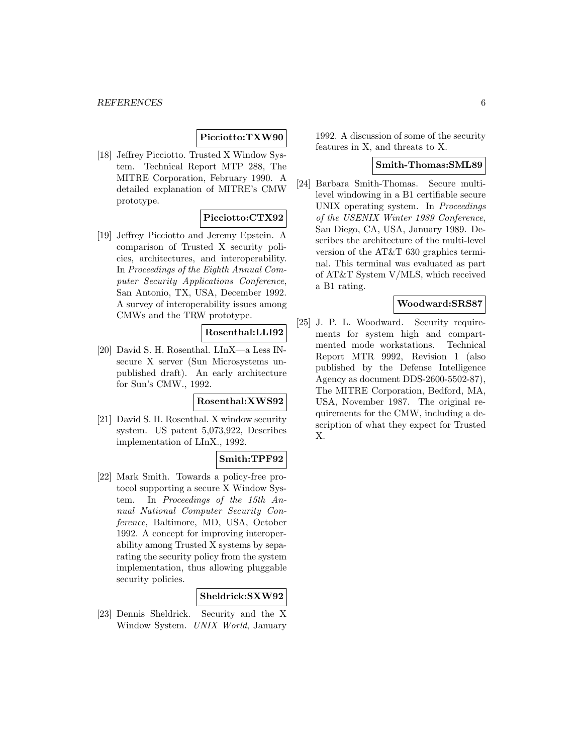**Picciotto:TXW90**

[18] Jeffrey Picciotto. Trusted X Window System. Technical Report MTP 288, The MITRE Corporation, February 1990. A detailed explanation of MITRE's CMW prototype.

**Picciotto:CTX92**

[19] Jeffrey Picciotto and Jeremy Epstein. A comparison of Trusted X security policies, architectures, and interoperability. In *Proceedings of the Eighth Annual Computer Security Applications Conference*, San Antonio, TX, USA, December 1992. A survey of interoperability issues among CMWs and the TRW prototype.

**Rosenthal:LLI92**

[20] David S. H. Rosenthal. LInX—a Less INsecure X server (Sun Microsystems unpublished draft). An early architecture for Sun's CMW., 1992.

**Rosenthal:XWS92**

[21] David S. H. Rosenthal. X window security system. US patent 5,073,922, Describes implementation of LInX., 1992.

**Smith:TPF92**

[22] Mark Smith. Towards a policy-free protocol supporting a secure X Window System. In *Proceedings of the 15th Annual National Computer Security Conference*, Baltimore, MD, USA, October 1992. A concept for improving interoperability among Trusted X systems by separating the security policy from the system implementation, thus allowing pluggable security policies.

**Sheldrick:SXW92**

[23] Dennis Sheldrick. Security and the X Window System. *UNIX World*, January 1992. A discussion of some of the security features in X, and threats to X.

**Smith-Thomas:SML89**

[24] Barbara Smith-Thomas. Secure multilevel windowing in a B1 certifiable secure UNIX operating system. In *Proceedings of the USENIX Winter 1989 Conference*, San Diego, CA, USA, January 1989. Describes the architecture of the multi-level version of the AT&T 630 graphics terminal. This terminal was evaluated as part of AT&T System V/MLS, which received a B1 rating.

**Woodward:SRS87**

[25] J. P. L. Woodward. Security requirements for system high and compartmented mode workstations. Technical Report MTR 9992, Revision 1 (also published by the Defense Intelligence Agency as document DDS-2600-5502-87), The MITRE Corporation, Bedford, MA, USA, November 1987. The original requirements for the CMW, including a description of what they expect for Trusted X.